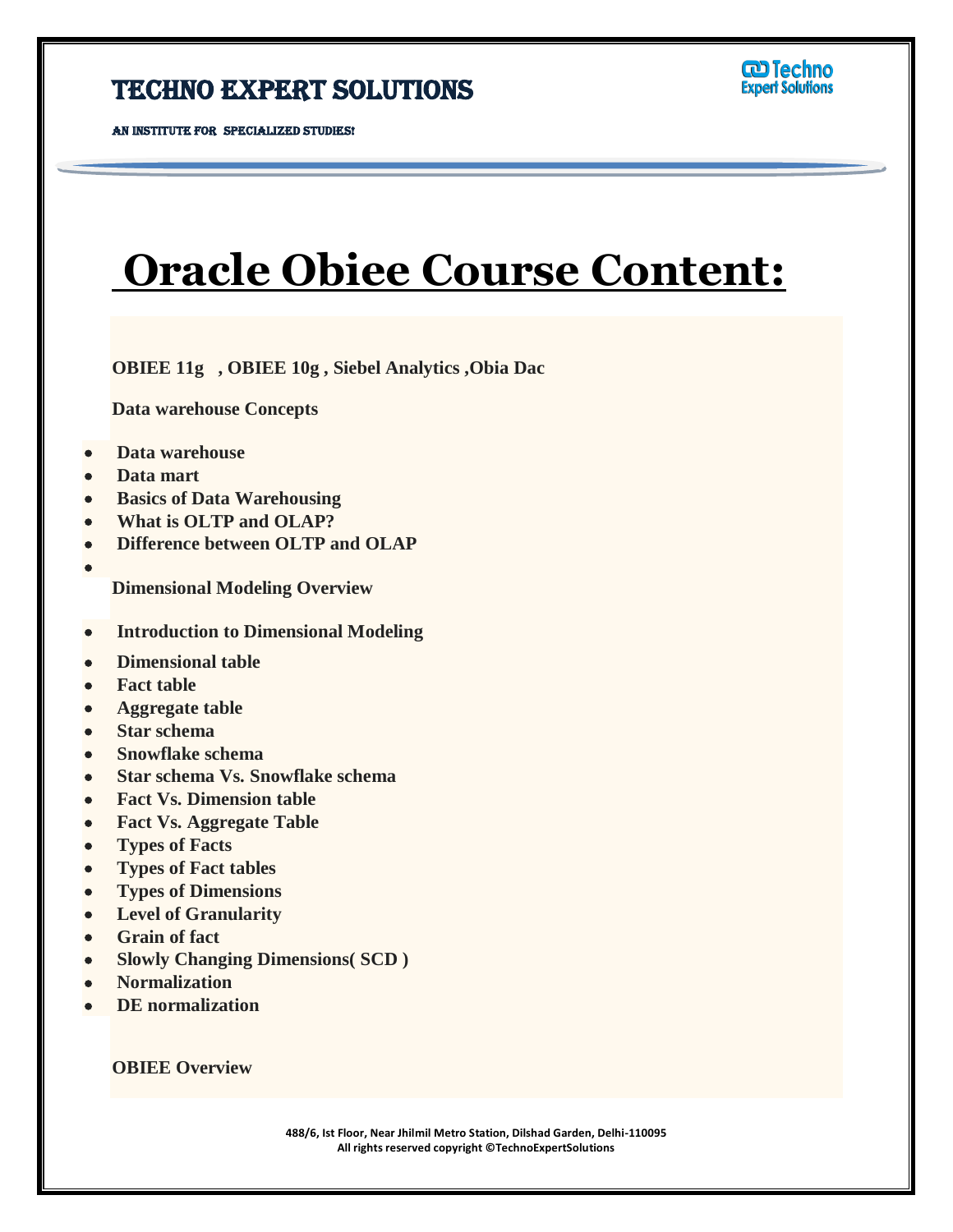# Techno Expert Solutions

AN INSTITUTE FOR SPECIALIZED STUDIES!

# Oracle Obiee Course Content:

**OBIEE 11g , OBIEE 10g , Siebel Analytics ,Obia Dac**

**Data warehouse Concepts**

- **Data warehouse**
- **Data mart**
- **Basics of Data Warehousing**
- **What is OLTP and OLAP?**
- **Difference between OLTP and OLAP**

**Dimensional Modeling Overview**

- **Introduction to Dimensional Modeling**
- **Dimensional table**
- **Fact table**
- **Aggregate table**
- **Star schema**
- **Snowflake schema**
- **Star schema Vs. Snowflake schema**
- **Fact Vs. Dimension table**
- **Fact Vs. Aggregate Table**
- **Types of Facts**
- **Types of Fact tables**
- **Types of Dimensions**
- **Level of Granularity**
- **Grain of fact**
- **Slowly Changing Dimensions( SCD )**
- **Normalization**
- **DE normalization**

**OBIEE Overview**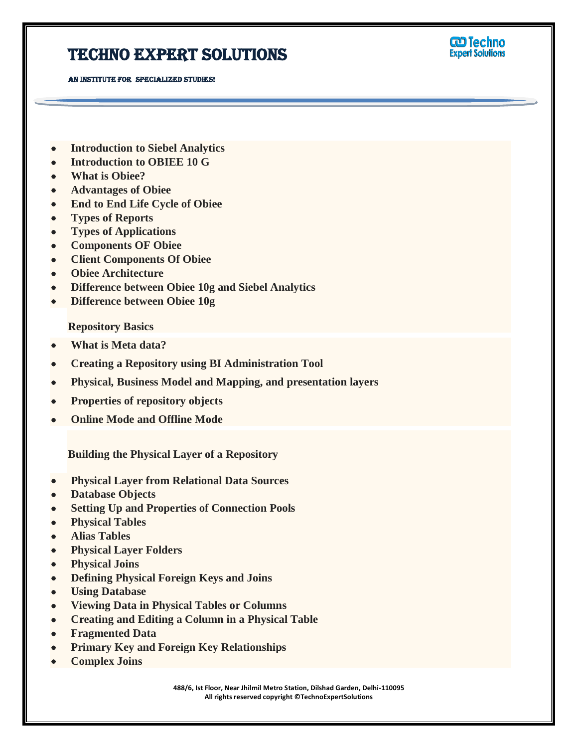- **Introduction to Siebel Analytics**
- **Introduction to OBIEE 10 G**
- **What is Obiee?**
- **Advantages of Obiee**
- **End to End Life Cycle of Obiee**
- **Types of Reports**
- **Types of Applications**
- **Components OF Obiee**
- **Client Components Of Obiee**
- **Obiee Architecture**
- **Difference between Obiee 10g and Siebel Analytics**
- **Difference between Obiee 10g**

**Repository Basics**

- **What is Meta data?**
- **Creating a Repository using BI Administration Tool**
- **Physical, Business Model and Mapping, and presentation layers**
- **Properties of repository objects**
- **Online Mode and Offline Mode**

**Building the Physical Layer of a Repository**

- **Physical Layer from Relational Data Sources**
- **Database Objects**
- **Setting Up and Properties of Connection Pools**
- **Physical Tables**
- **Alias Tables**
- **Physical Layer Folders**
- **Physical Joins**
- **Defining Physical Foreign Keys and Joins**
- **Using Database**
- **Viewing Data in Physical Tables or Columns**
- **Creating and Editing a Column in a Physical Table**
- **Fragmented Data**
- **Primary Key and Foreign Key Relationships**
- **Complex Joins**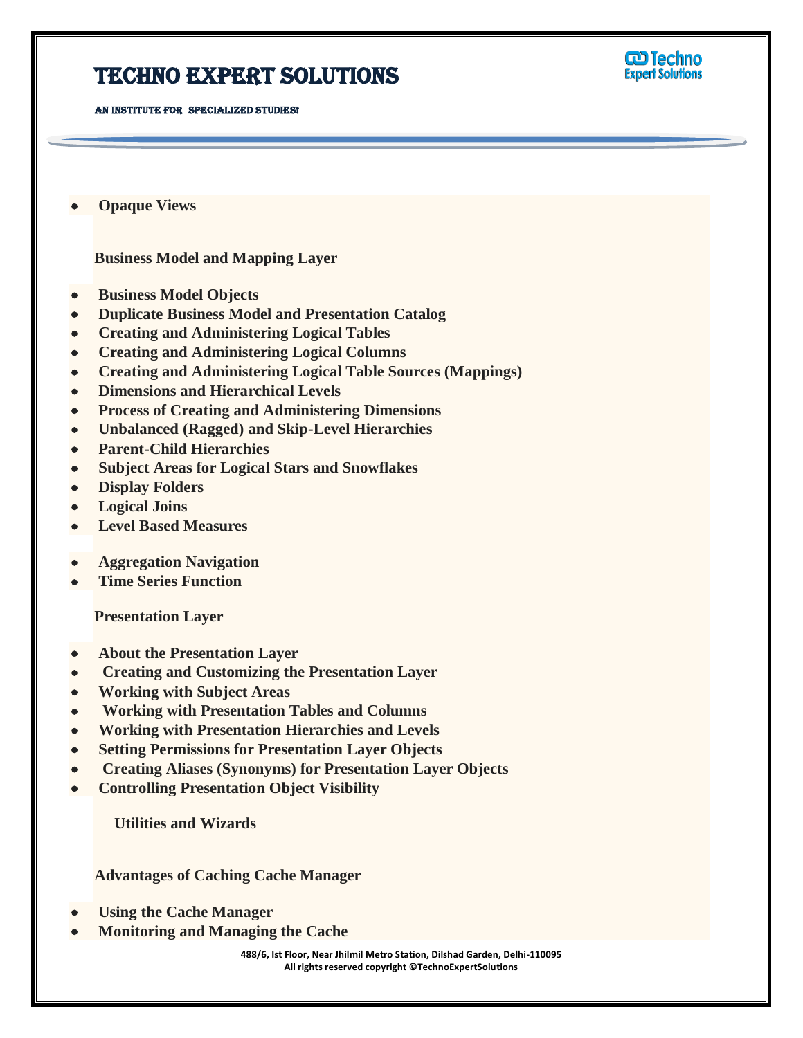- **Opaque Views**

**Business Model and Mapping Layer**

- **Business Model Objects**
- **Duplicate Business Model and Presentation Catalog**
- **Creating and Administering Logical Tables**
- **Creating and Administering Logical Columns**
- **Creating and Administering Logical Table Sources (Mappings)**
- **Dimensions and Hierarchical Levels**
- **Process of Creating and Administering Dimensions**
- **Unbalanced (Ragged) and Skip-Level Hierarchies**
- **Parent-Child Hierarchies**
- **Subject Areas for Logical Stars and Snowflakes**
- **Display Folders**
- **Logical Joins**
- **Level Based Measures**
- **Aggregation Navigation**
- **Time Series Function**

**Presentation Layer**

- **About the Presentation Layer**
- **Creating and Customizing the Presentation Layer**
- **Working with Subject Areas**
- **Working with Presentation Tables and Columns**
- **Working with Presentation Hierarchies and Levels**
- **Setting Permissions for Presentation Layer Objects**
- **Creating Aliases (Synonyms) for Presentation Layer Objects**
- **Controlling Presentation Object Visibility**

**Utilities and Wizards**

**Advantages of Caching Cache Manager**

- **Using the Cache Manager**
- **Monitoring and Managing the Cache**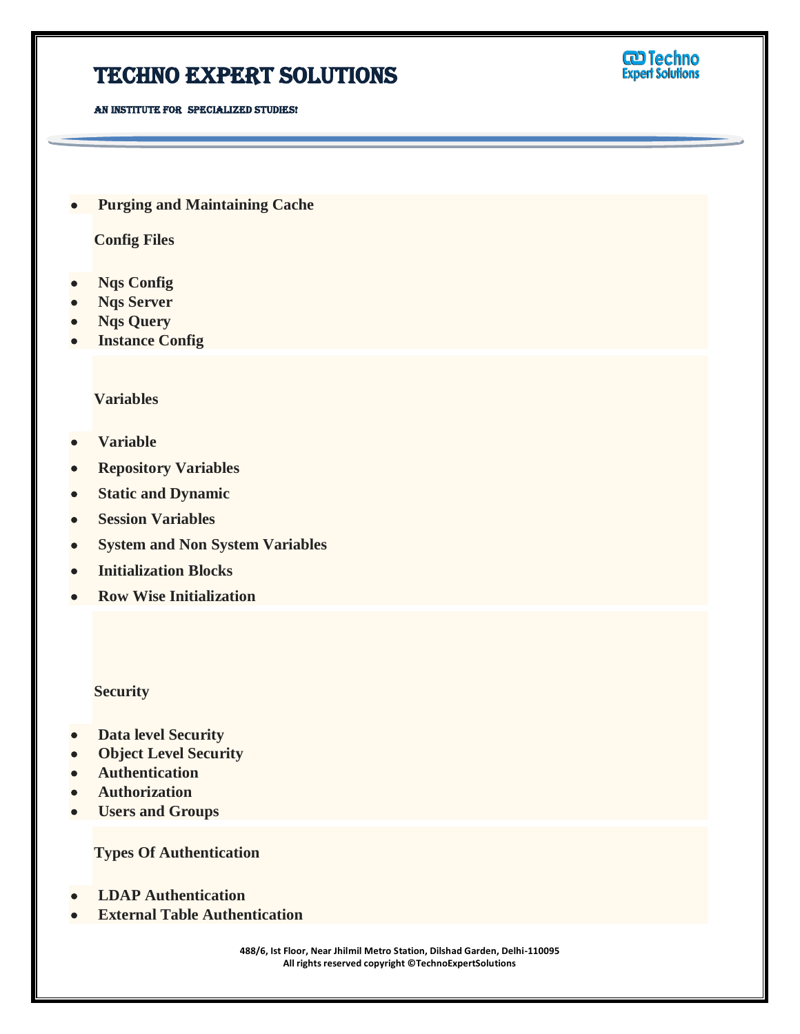- **Purging and Maintaining Cache**

**Config Files**

- **Nqs Config**
- **Nqs Server**
- **Nqs Query**
- **Instance Config**

**Variables**

- **Variable**
- **Repository Variables**
- **Static and Dynamic**
- **Session Variables**
- **System and Non System Variables**
- **Initialization Blocks**
- **Row Wise Initialization**

**Security**

- **Data level Security**
- **Object Level Security**
- **Authentication**
- **Authorization**
- **Users and Groups**

**Types Of Authentication**

- **LDAP Authentication**
- **External Table Authentication**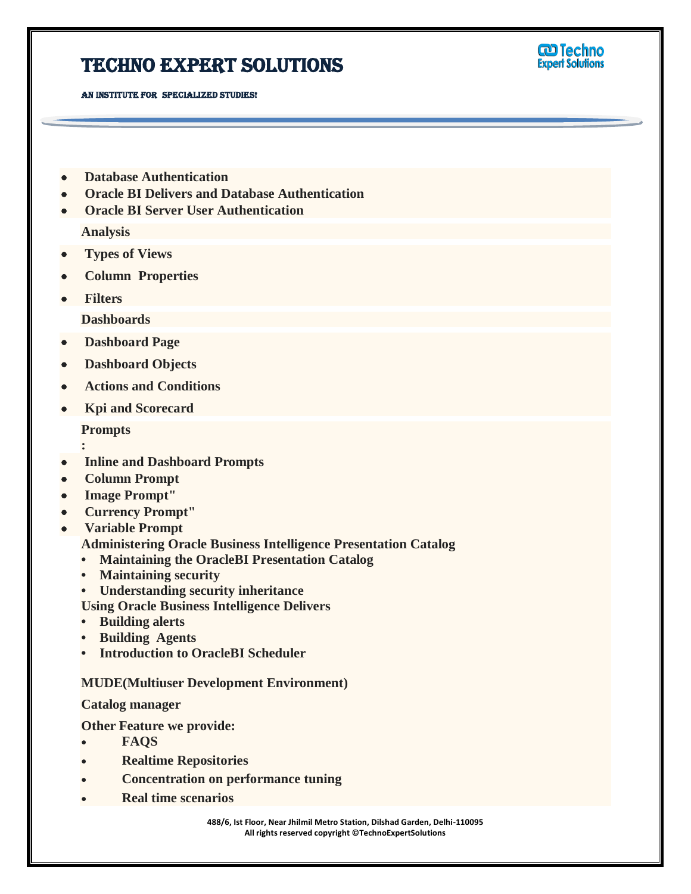- **Database Authentication**
- **Oracle BI Delivers and Database Authentication**
- **Oracle BI Server User Authentication**

**Analysis**

- **Types of Views**
- **Column  Properties**
- **Filters**

**Dashboards**

- **Dashboard Page**
- **Dashboard Objects**
- **Actions and Conditions**
- **Kpi and Scorecard**

**Prompts**

**:**

- **Inline and Dashboard Prompts**
- **Column Prompt**
- **Image Prompt"**
- **Currency Prompt"**
- **Variable Prompt**

**Administering Oracle Business Intelligence Presentation Catalog**

- **Maintaining the OracleBI Presentation Catalog**
- **Maintaining security**
- **Understanding security inheritance**

**Using Oracle Business Intelligence Delivers**

- **Building alerts**
- **Building  Agents**
- **Introduction to OracleBI Scheduler**

**MUDE(Multiuser Development Environment)**

**Catalog manager**

**Other Feature we provide:**

- **FAQS**
- **Realtime Repositories**
- **Concentration on performance tuning**
- **Real time scenarios**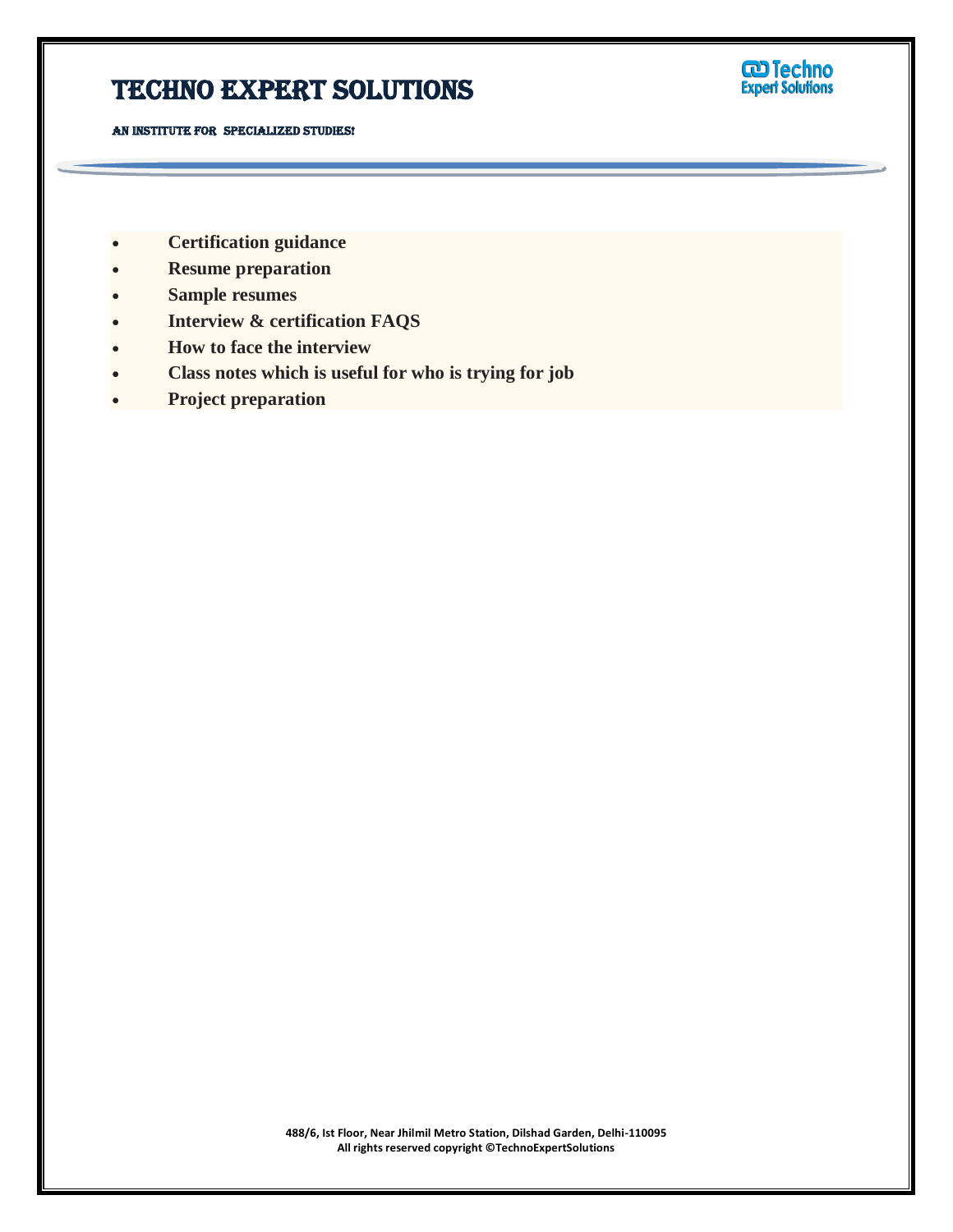- **Certification guidance**
- **Resume preparation**
- **Sample resumes**
- **Interview & certification FAQS**
- **How to face the interview**
- **Class notes which is useful for who is trying for job**
- **Project preparation**